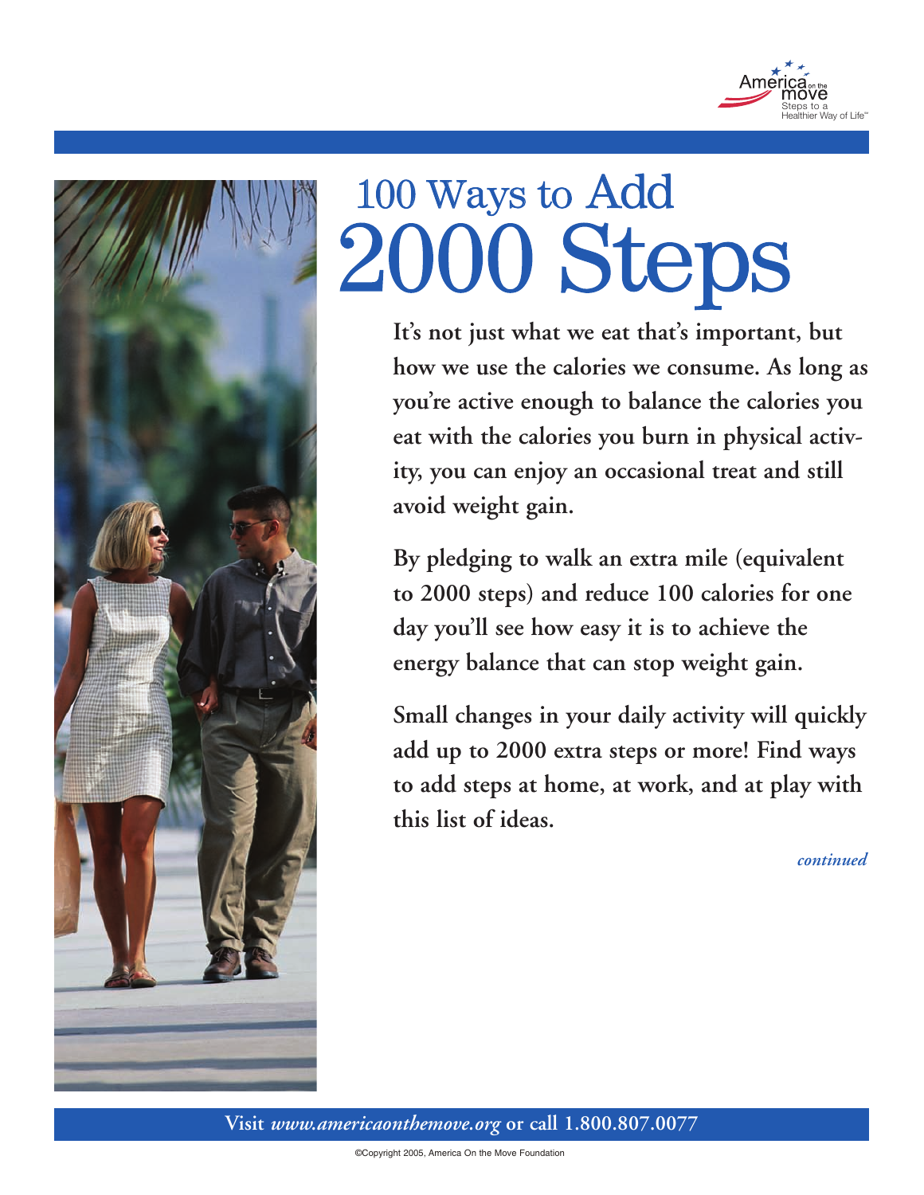# 100 Ways to Add 2000 Steps

**It's not just what we eat that's important, but how we use the calories we consume. As long as you're active enough to balance the calories you eat with the calories you burn in physical activity, you can enjoy an occasional treat and still avoid weight gain.**

**By pledging to walk an extra mile (equivalent to 2000 steps) and reduce 100 calories for one day you'll see how easy it is to achieve the energy balance that can stop weight gain.**

**Small changes in your daily activity will quickly add up to 2000 extra steps or more! Find ways to add steps at home, at work, and at play with this list of ideas.**

***continued***

**Visit *www.americaonthemove.org* or call 1.800.807.0077**

©Copyright 2005, America On the Move Foundation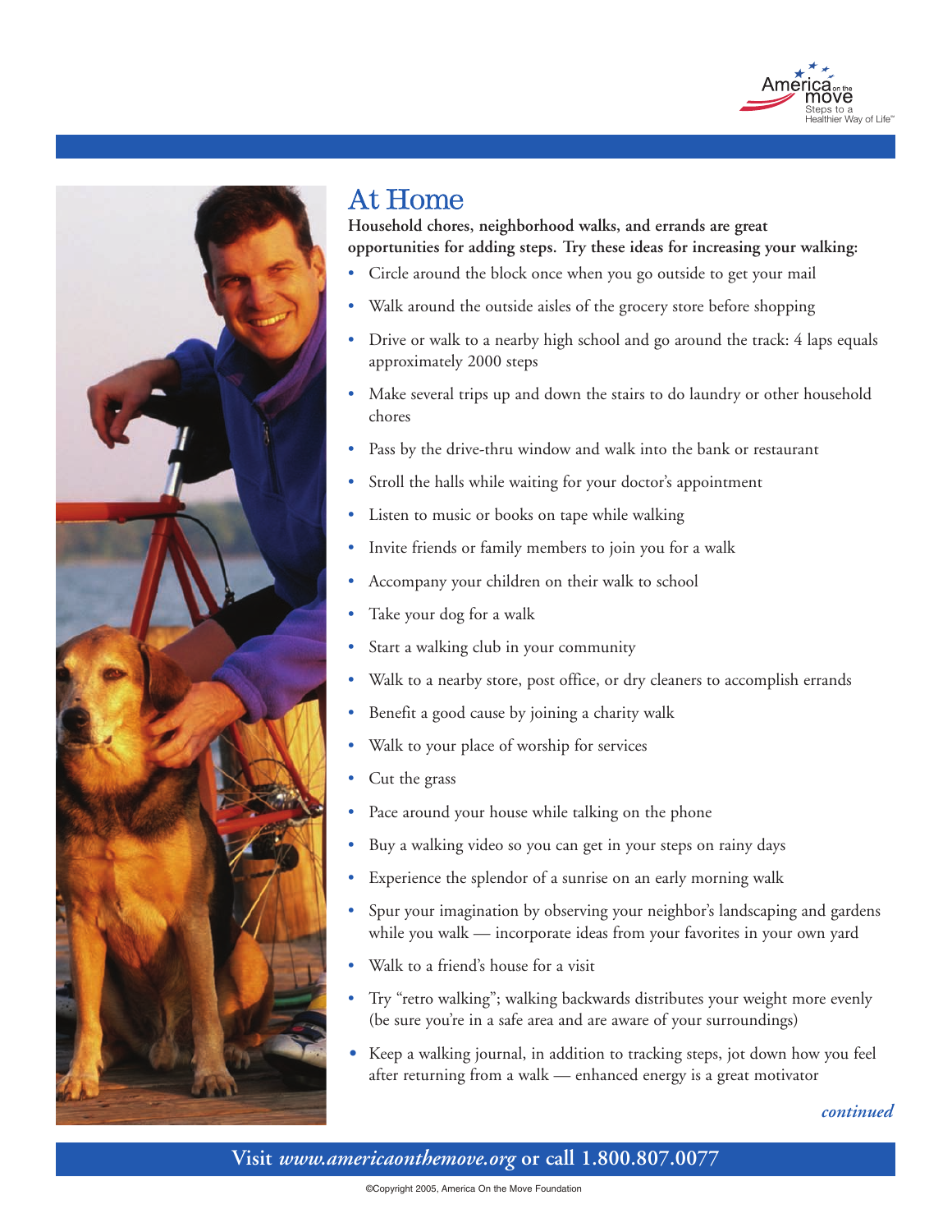# At Home

**Household chores, neighborhood walks, and errands are great opportunities for adding steps. Try these ideas for increasing your walking:**

- Circle around the block once when you go outside to get your mail
- Walk around the outside aisles of the grocery store before shopping
- Drive or walk to a nearby high school and go around the track: 4 laps equals approximately 2000 steps
- Make several trips up and down the stairs to do laundry or other household chores
- Pass by the drive-thru window and walk into the bank or restaurant
- Stroll the halls while waiting for your doctor's appointment
- Listen to music or books on tape while walking
- Invite friends or family members to join you for a walk
- Accompany your children on their walk to school
- Take your dog for a walk
- Start a walking club in your community
- Walk to a nearby store, post office, or dry cleaners to accomplish errands
- Benefit a good cause by joining a charity walk
- Walk to your place of worship for services
- Cut the grass
- Pace around your house while talking on the phone
- Buy a walking video so you can get in your steps on rainy days
- Experience the splendor of a sunrise on an early morning walk
- Spur your imagination by observing your neighbor's landscaping and gardens while you walk — incorporate ideas from your favorites in your own yard
- Walk to a friend's house for a visit
- Try "retro walking"; walking backwards distributes your weight more evenly (be sure you're in a safe area and are aware of your surroundings)
- Keep a walking journal, in addition to tracking steps, jot down how you feel after returning from a walk — enhanced energy is a great motivator

***continued***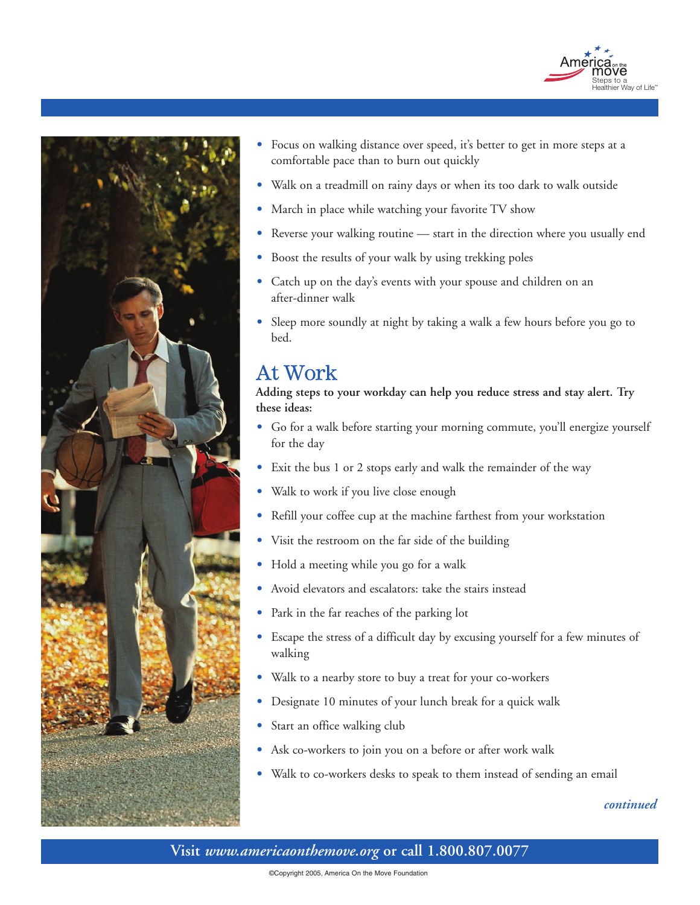- Focus on walking distance over speed, it's better to get in more steps at a comfortable pace than to burn out quickly
- Walk on a treadmill on rainy days or when its too dark to walk outside
- March in place while watching your favorite TV show
- Reverse your walking routine — start in the direction where you usually end
- Boost the results of your walk by using trekking poles
- Catch up on the day's events with your spouse and children on an after-dinner walk
- Sleep more soundly at night by taking a walk a few hours before you go to bed.

## At Work

**Adding steps to your workday can help you reduce stress and stay alert. Try these ideas:**

- Go for a walk before starting your morning commute, you'll energize yourself for the day
- Exit the bus 1 or 2 stops early and walk the remainder of the way
- Walk to work if you live close enough
- Refill your coffee cup at the machine farthest from your workstation
- Visit the restroom on the far side of the building
- Hold a meeting while you go for a walk
- Avoid elevators and escalators: take the stairs instead
- Park in the far reaches of the parking lot
- Escape the stress of a difficult day by excusing yourself for a few minutes of walking
- Walk to a nearby store to buy a treat for your co-workers
- Designate 10 minutes of your lunch break for a quick walk
- Start an office walking club
- Ask co-workers to join you on a before or after work walk
- Walk to co-workers desks to speak to them instead of sending an email

*continued*

**Visit *www.americaonthemove.org* or call 1.800.807.0077**

©Copyright 2005, America On the Move Foundation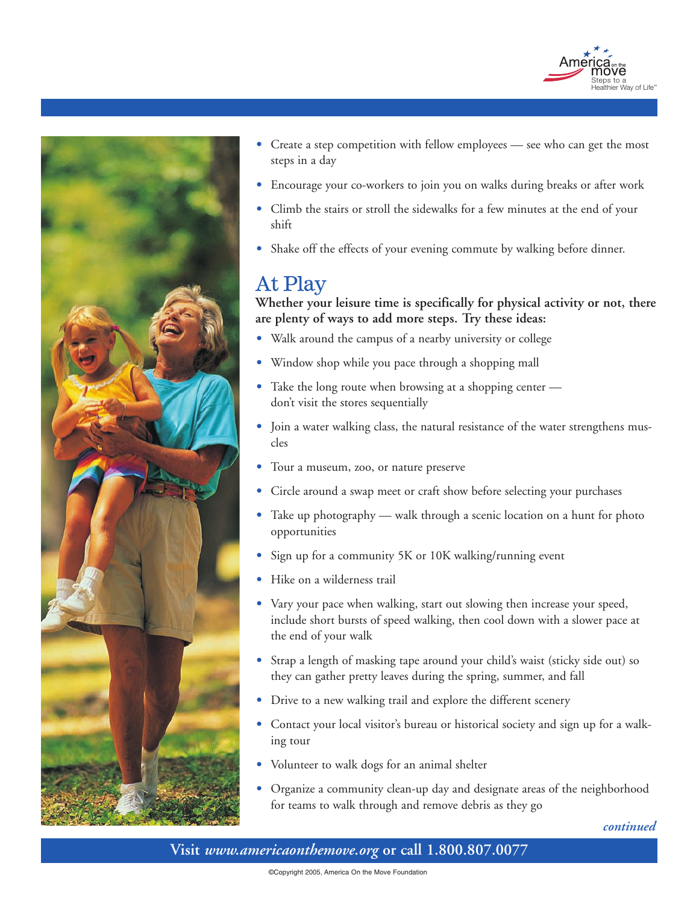- Create a step competition with fellow employees — see who can get the most steps in a day
- Encourage your co-workers to join you on walks during breaks or after work
- Climb the stairs or stroll the sidewalks for a few minutes at the end of your shift
- Shake off the effects of your evening commute by walking before dinner.

## At Play

**Whether your leisure time is specifically for physical activity or not, there are plenty of ways to add more steps. Try these ideas:**

- Walk around the campus of a nearby university or college
- Window shop while you pace through a shopping mall
- Take the long route when browsing at a shopping center — don't visit the stores sequentially
- Join a water walking class, the natural resistance of the water strengthens muscles
- Tour a museum, zoo, or nature preserve
- Circle around a swap meet or craft show before selecting your purchases
- Take up photography — walk through a scenic location on a hunt for photo opportunities
- Sign up for a community 5K or 10K walking/running event
- Hike on a wilderness trail
- Vary your pace when walking, start out slowing then increase your speed, include short bursts of speed walking, then cool down with a slower pace at the end of your walk
- Strap a length of masking tape around your child's waist (sticky side out) so they can gather pretty leaves during the spring, summer, and fall
- Drive to a new walking trail and explore the different scenery
- Contact your local visitor's bureau or historical society and sign up for a walking tour
- Volunteer to walk dogs for an animal shelter
- Organize a community clean-up day and designate areas of the neighborhood for teams to walk through and remove debris as they go

*continued*

**Visit *www.americaonthemove.org* or call 1.800.807.0077**

©Copyright 2005, America On the Move Foundation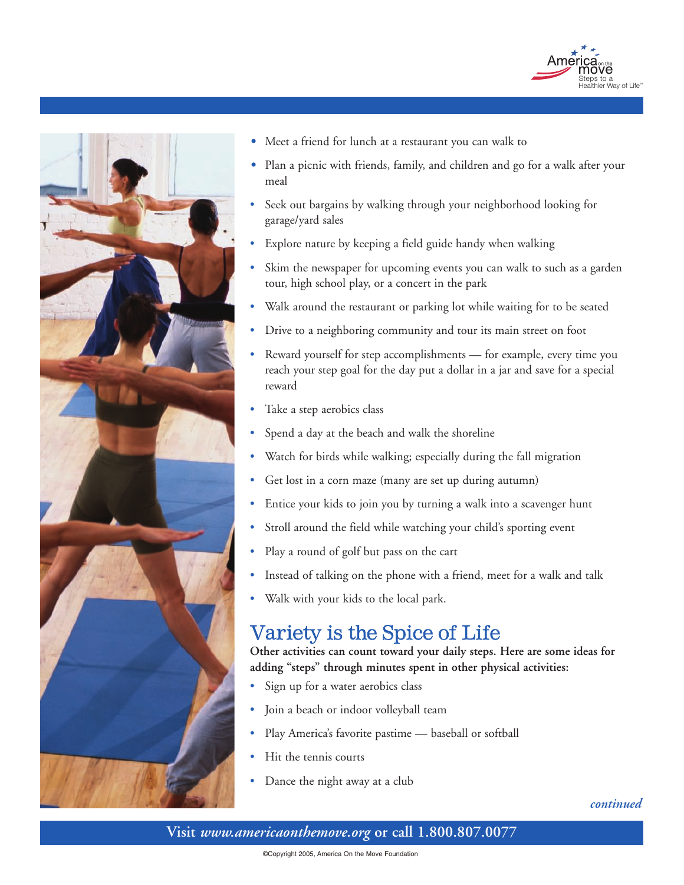- Meet a friend for lunch at a restaurant you can walk to
- Plan a picnic with friends, family, and children and go for a walk after your meal
- Seek out bargains by walking through your neighborhood looking for garage/yard sales
- Explore nature by keeping a field guide handy when walking
- Skim the newspaper for upcoming events you can walk to such as a garden tour, high school play, or a concert in the park
- Walk around the restaurant or parking lot while waiting for to be seated
- Drive to a neighboring community and tour its main street on foot
- Reward yourself for step accomplishments — for example, every time you reach your step goal for the day put a dollar in a jar and save for a special reward
- Take a step aerobics class
- Spend a day at the beach and walk the shoreline
- Watch for birds while walking; especially during the fall migration
- Get lost in a corn maze (many are set up during autumn)
- Entice your kids to join you by turning a walk into a scavenger hunt
- Stroll around the field while watching your child's sporting event
- Play a round of golf but pass on the cart
- Instead of talking on the phone with a friend, meet for a walk and talk
- Walk with your kids to the local park.

## Variety is the Spice of Life

**Other activities can count toward your daily steps. Here are some ideas for adding "steps" through minutes spent in other physical activities:**

- Sign up for a water aerobics class
- Join a beach or indoor volleyball team
- Play America's favorite pastime — baseball or softball
- Hit the tennis courts
- Dance the night away at a club

***continued***

**Visit *www.americaonthemove.org* or call 1.800.807.0077**

©Copyright 2005, America On the Move Foundation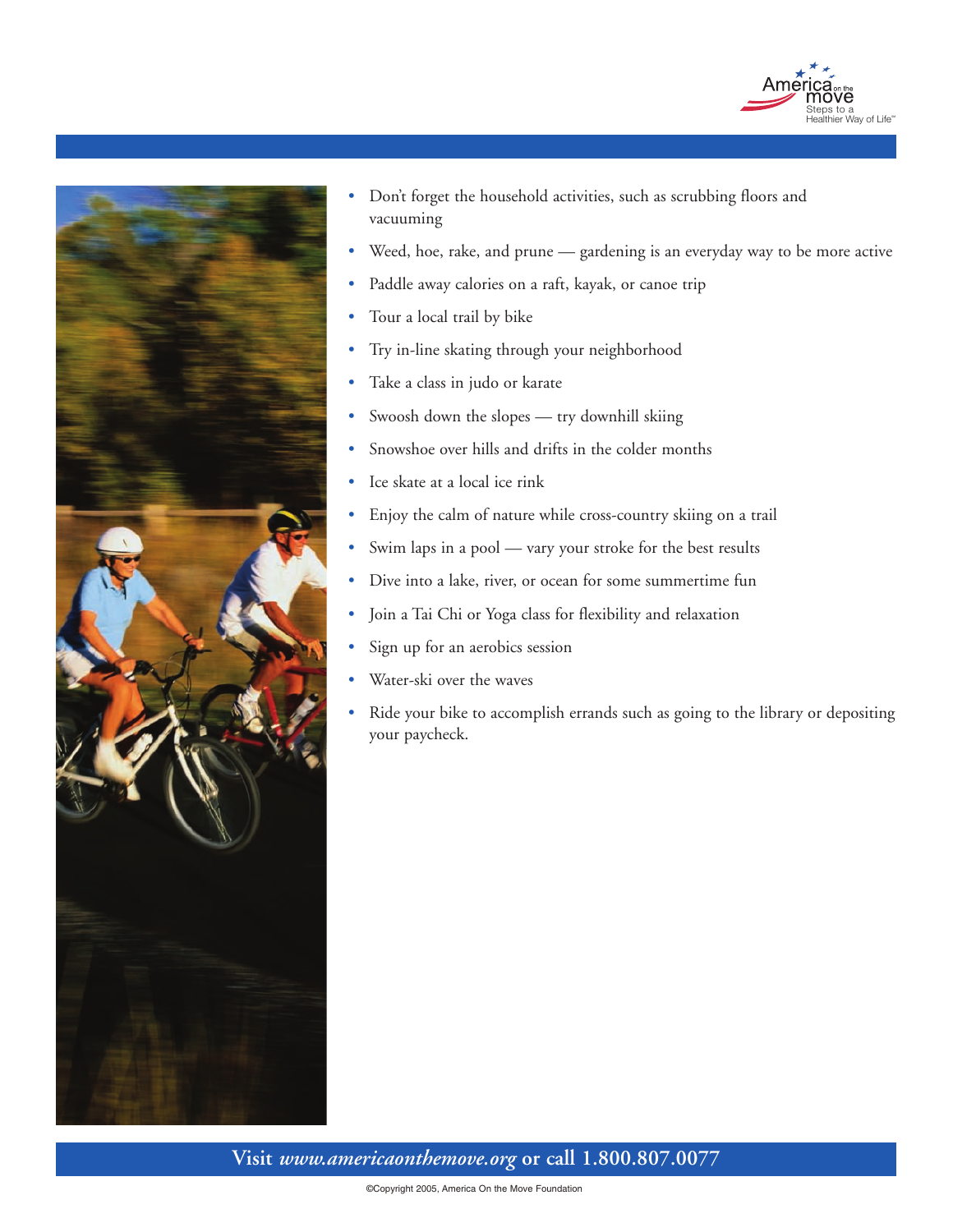- Don't forget the household activities, such as scrubbing floors and vacuuming
- Weed, hoe, rake, and prune — gardening is an everyday way to be more active
- Paddle away calories on a raft, kayak, or canoe trip
- Tour a local trail by bike
- Try in-line skating through your neighborhood
- Take a class in judo or karate
- Swoosh down the slopes — try downhill skiing
- Snowshoe over hills and drifts in the colder months
- Ice skate at a local ice rink
- Enjoy the calm of nature while cross-country skiing on a trail
- Swim laps in a pool — vary your stroke for the best results
- Dive into a lake, river, or ocean for some summertime fun
- Join a Tai Chi or Yoga class for flexibility and relaxation
- Sign up for an aerobics session
- Water-ski over the waves
- Ride your bike to accomplish errands such as going to the library or depositing your paycheck.

**Visit *www.americaonthemove.org* or call 1.800.807.0077**

©Copyright 2005, America On the Move Foundation